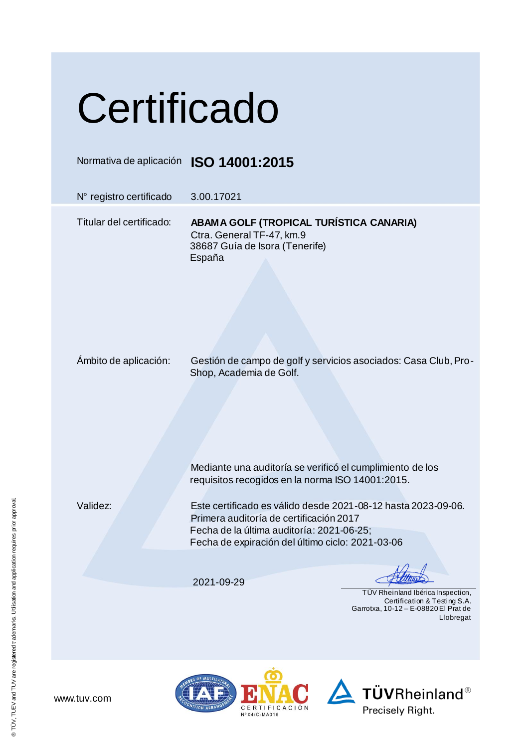# Certificado

Normativa de aplicación **ISO 14001:2015**

N° registro certificado 3.00.17021

Titular del certificado: **ABAMA GOLF (TROPICAL TURÍSTICA CANARIA)**
Ctra. General TF-47, km.9
38687 Guía de Isora (Tenerife)
España

Ámbito de aplicación: Gestión de campo de golf y servicios asociados: Casa Club, Pro-Shop, Academia de Golf.

Mediante una auditoría se verificó el cumplimiento de los requisitos recogidos en la norma ISO 14001:2015.

Validez: Este certificado es válido desde 2021-08-12 hasta 2023-09-06.
Primera auditoría de certificación 2017
Fecha de la última auditoría: 2021-06-25;
Fecha de expiración del último ciclo: 2021-03-06

2021-09-29

TÜV Rheinland Ibérica Inspection, Certification & Testing S.A.
Garrotxa, 10-12 – E-08820 El Prat de Llobregat

www.tuv.com

ENAC CERTIFICACIÓN N° 04/C-MA016

TÜVRheinland® Precisely Right.

® TÜV, TUEV and TUV are registered trademarks. Utilisation and application requires prior approval.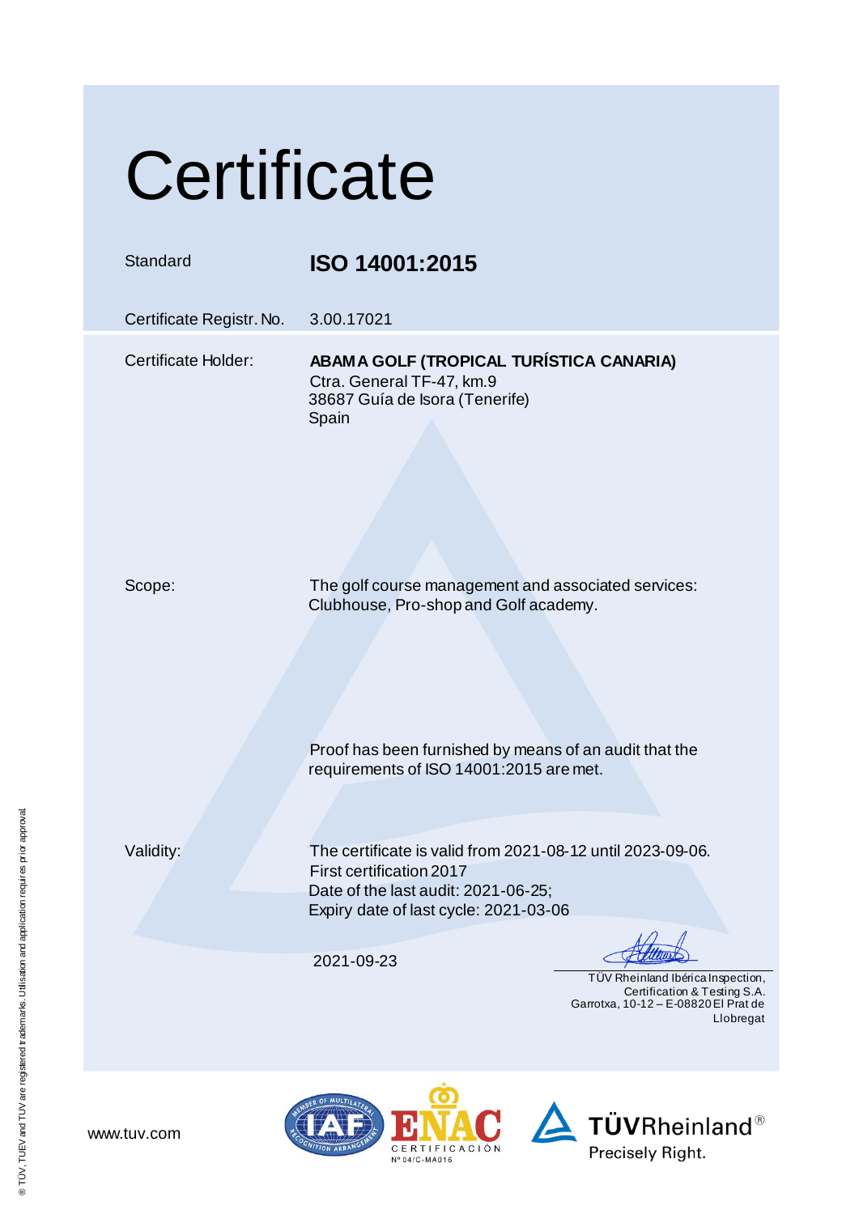# Certificate

| | |
|---|---|
| Standard | **ISO 14001:2015** |
| Certificate Registr. No. | 3.00.17021 |
| Certificate Holder: | **ABAMA GOLF (TROPICAL TURÍSTICA CANARIA)**<br>Ctra. General TF-47, km.9<br>38687 Guía de Isora (Tenerife)<br>Spain |
| Scope: | The golf course management and associated services: Clubhouse, Pro-shop and Golf academy. |
| | Proof has been furnished by means of an audit that the requirements of ISO 14001:2015 are met. |
| Validity: | The certificate is valid from 2021-08-12 until 2023-09-06.<br>First certification 2017<br>Date of the last audit: 2021-06-25;<br>Expiry date of last cycle: 2021-03-06 |

2021-09-23

TÜV Rheinland Ibérica Inspection, Certification & Testing S.A.
Garrotxa, 10-12 – E-08820 El Prat de Llobregat

www.tuv.com

ENAC CERTIFICACIÓN Nº 04/C-MA016

TÜVRheinland® Precisely Right.

® TÜV, TUEV and TUV are registered trademarks. Utilisation and application requires prior approval.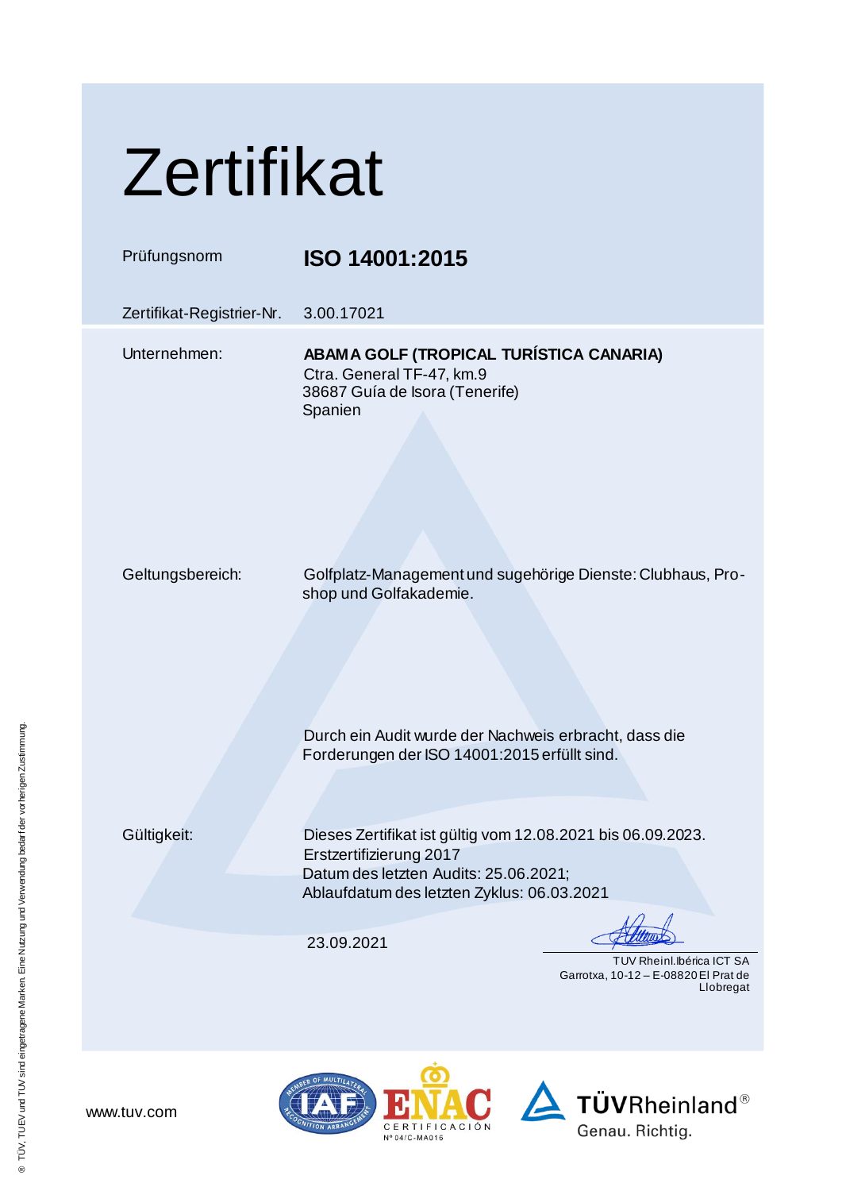# Zertifikat

| | |
|---|---|
| Prüfungsnorm | **ISO 14001:2015** |
| Zertifikat-Registrier-Nr. | 3.00.17021 |
| Unternehmen: | **ABAMA GOLF (TROPICAL TURÍSTICA CANARIA)**<br>Ctra. General TF-47, km.9<br>38687 Guía de Isora (Tenerife)<br>Spanien |
| Geltungsbereich: | Golfplatz-Management und sugehörige Dienste: Clubhaus, Pro-shop und Golfakademie. |
| | Durch ein Audit wurde der Nachweis erbracht, dass die Forderungen der ISO 14001:2015 erfüllt sind. |
| Gültigkeit: | Dieses Zertifikat ist gültig vom 12.08.2021 bis 06.09.2023.<br>Erstzertifizierung 2017<br>Datum des letzten Audits: 25.06.2021;<br>Ablaufdatum des letzten Zyklus: 06.03.2021 |

23.09.2021

TUV Rheinl.Ibérica ICT SA
Garrotxa, 10-12 – E-08820 El Prat de Llobregat

www.tuv.com

ENAC CERTIFICACIÓN Nº 04/C-MA016

TÜVRheinland®
Genau. Richtig.

® TÜV, TUEV und TUV sind eingetragene Marken. Eine Nutzung und Verwendung bedarf der vorherigen Zustimmung.